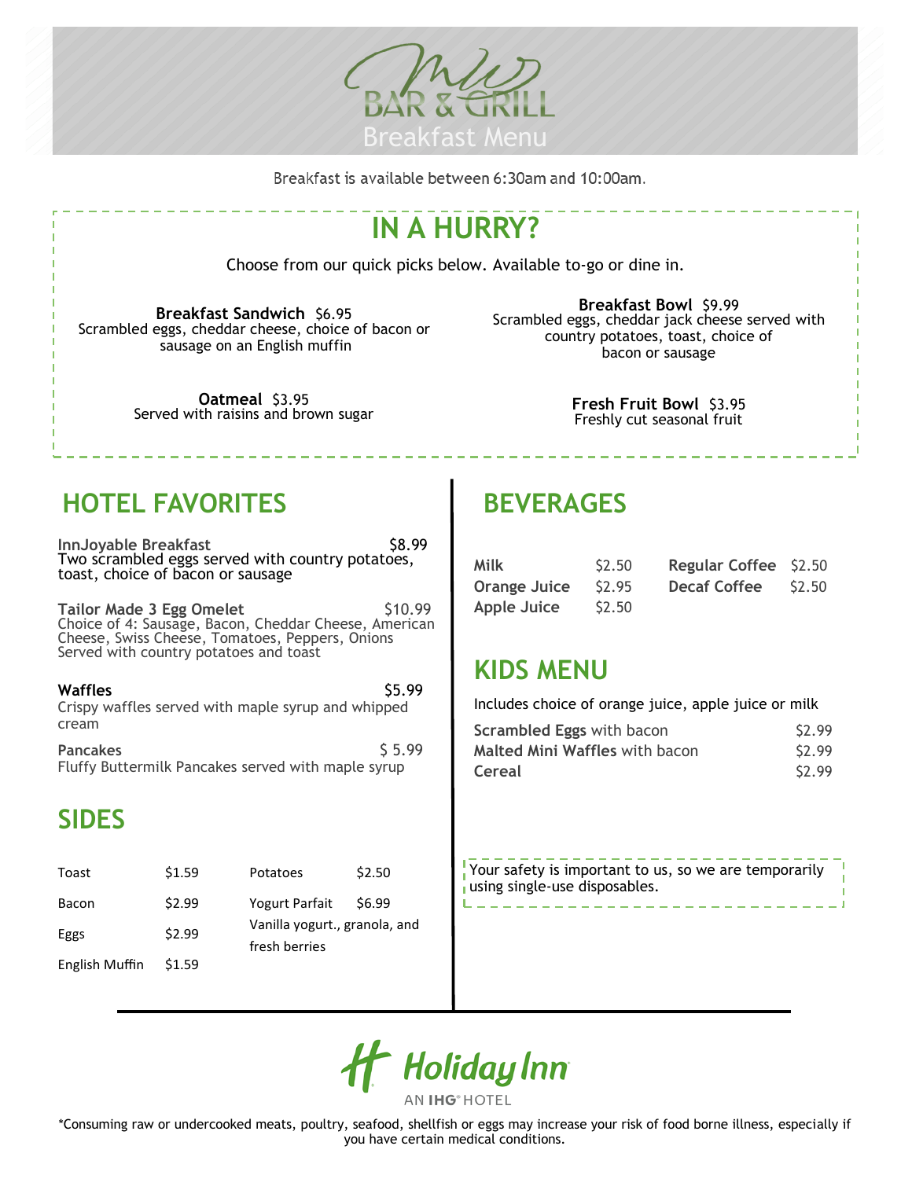# MW BAR & GRILL

## Breakfast Menu

Breakfast is available between 6:30am and 10:00am.

## IN A HURRY?

Choose from our quick picks below. Available to-go or dine in.

**Breakfast Sandwich** $6.95
Scrambled eggs, cheddar cheese, choice of bacon or sausage on an English muffin

**Breakfast Bowl** $9.99
Scrambled eggs, cheddar jack cheese served with country potatoes, toast, choice of bacon or sausage

**Oatmeal** $3.95
Served with raisins and brown sugar

**Fresh Fruit Bowl** $3.95
Freshly cut seasonal fruit

## HOTEL FAVORITES

**InnJoyable Breakfast** $8.99
Two scrambled eggs served with country potatoes, toast, choice of bacon or sausage

**Tailor Made 3 Egg Omelet** $10.99
Choice of 4: Sausage, Bacon, Cheddar Cheese, American Cheese, Swiss Cheese, Tomatoes, Peppers, Onions
Served with country potatoes and toast

**Waffles** $5.99
Crispy waffles served with maple syrup and whipped cream

**Pancakes** $ 5.99
Fluffy Buttermilk Pancakes served with maple syrup

## SIDES

| | | | |
|---|---|---|---|
| Toast | $1.59 | Potatoes | $2.50 |
| Bacon | $2.99 | Yogurt Parfait | $6.99 |
| Eggs | $2.99 | Vanilla yogurt., granola, and fresh berries | |
| English Muffin | $1.59 | | |

## BEVERAGES

| | | | |
|---|---|---|---|
| **Milk** | $2.50 | **Regular Coffee** | $2.50 |
| **Orange Juice** | $2.95 | **Decaf Coffee** | $2.50 |
| **Apple Juice** | $2.50 | | |

## KIDS MENU

Includes choice of orange juice, apple juice or milk

| | |
|---|---|
| **Scrambled Eggs** with bacon | $2.99 |
| **Malted Mini Waffles** with bacon | $2.99 |
| **Cereal** | $2.99 |

Your safety is important to us, so we are temporarily using single-use disposables.

Holiday Inn
AN IHG® HOTEL

*Consuming raw or undercooked meats, poultry, seafood, shellfish or eggs may increase your risk of food borne illness, especially if you have certain medical conditions.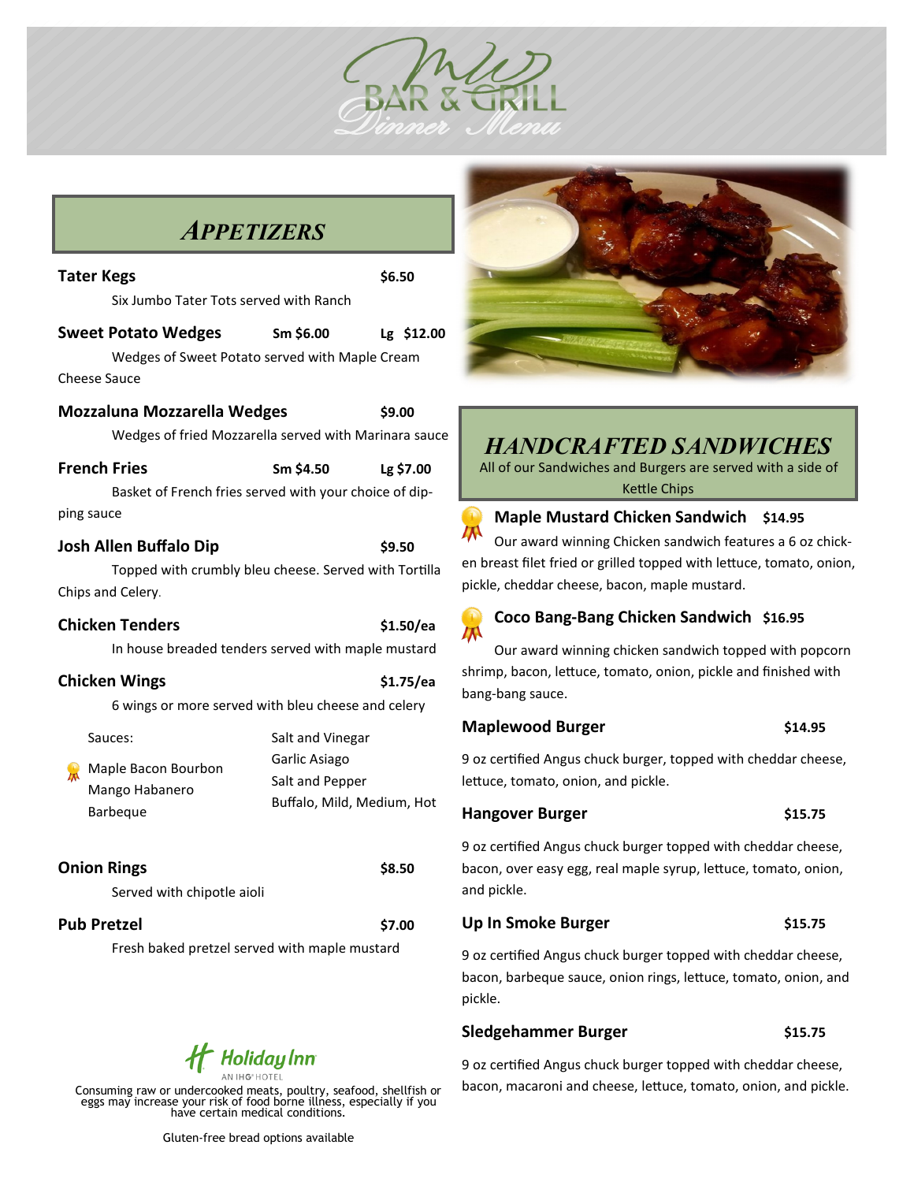# MW BAR & GRILL

*Dinner Menu*

## *APPETIZERS*

**Tater Kegs** **$6.50**

Six Jumbo Tater Tots served with Ranch

**Sweet Potato Wedges** **Sm $6.00** **Lg $12.00**

Wedges of Sweet Potato served with Maple Cream Cheese Sauce

**Mozzaluna Mozzarella Wedges** **$9.00**

Wedges of fried Mozzarella served with Marinara sauce

**French Fries** **Sm $4.50** **Lg $7.00**

Basket of French fries served with your choice of dipping sauce

**Josh Allen Buffalo Dip** **$9.50**

Topped with crumbly bleu cheese. Served with Tortilla Chips and Celery.

**Chicken Tenders** **$1.50/ea**

In house breaded tenders served with maple mustard

**Chicken Wings** **$1.75/ea**

6 wings or more served with bleu cheese and celery

Sauces:

- Maple Bacon Bourbon
- Mango Habanero
- Barbeque
- Salt and Vinegar
- Garlic Asiago
- Salt and Pepper
- Buffalo, Mild, Medium, Hot

**Onion Rings** **$8.50**

Served with chipotle aioli

**Pub Pretzel** **$7.00**

Fresh baked pretzel served with maple mustard

## *HANDCRAFTED SANDWICHES*

All of our Sandwiches and Burgers are served with a side of Kettle Chips

**Maple Mustard Chicken Sandwich** **$14.95**

Our award winning Chicken sandwich features a 6 oz chicken breast filet fried or grilled topped with lettuce, tomato, onion, pickle, cheddar cheese, bacon, maple mustard.

**Coco Bang-Bang Chicken Sandwich** **$16.95**

Our award winning chicken sandwich topped with popcorn shrimp, bacon, lettuce, tomato, onion, pickle and finished with bang-bang sauce.

**Maplewood Burger** **$14.95**

9 oz certified Angus chuck burger, topped with cheddar cheese, lettuce, tomato, onion, and pickle.

**Hangover Burger** **$15.75**

9 oz certified Angus chuck burger topped with cheddar cheese, bacon, over easy egg, real maple syrup, lettuce, tomato, onion, and pickle.

**Up In Smoke Burger** **$15.75**

9 oz certified Angus chuck burger topped with cheddar cheese, bacon, barbeque sauce, onion rings, lettuce, tomato, onion, and pickle.

**Sledgehammer Burger** **$15.75**

9 oz certified Angus chuck burger topped with cheddar cheese, bacon, macaroni and cheese, lettuce, tomato, onion, and pickle.

Holiday Inn
AN IHG® HOTEL

Consuming raw or undercooked meats, poultry, seafood, shellfish or eggs may increase your risk of food borne illness, especially if you have certain medical conditions.

Gluten-free bread options available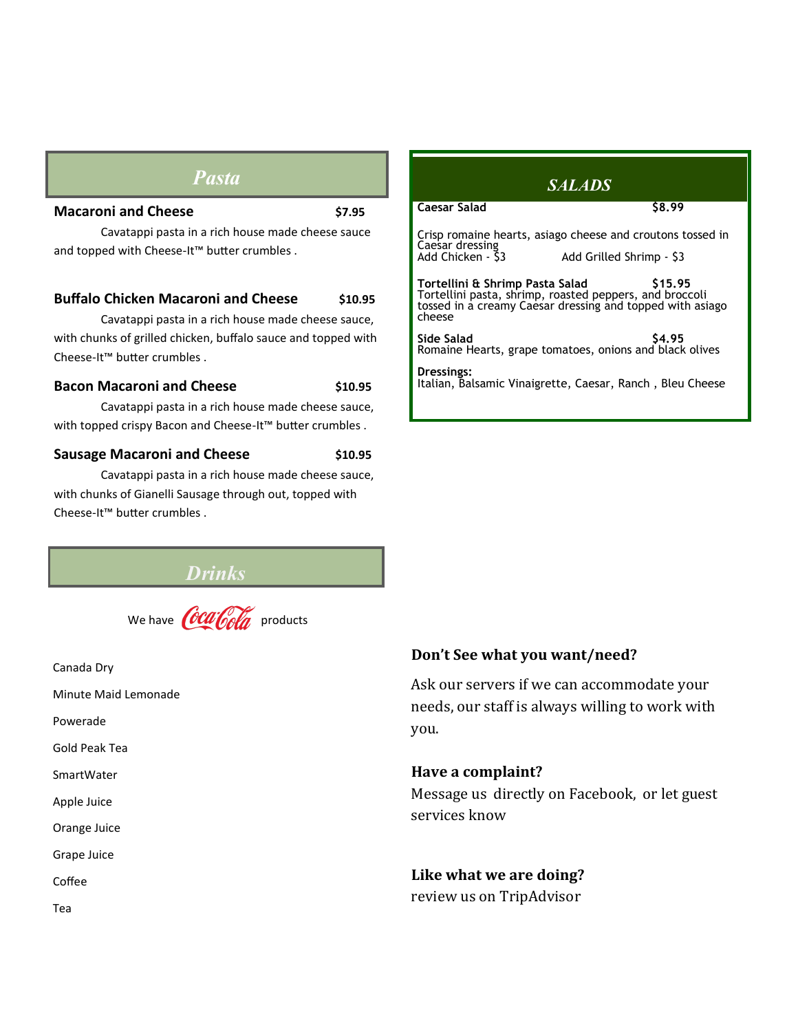## Pasta

**Macaroni and Cheese** **$7.95**

Cavatappi pasta in a rich house made cheese sauce and topped with Cheese-It™ butter crumbles .

**Buffalo Chicken Macaroni and Cheese** **$10.95**

Cavatappi pasta in a rich house made cheese sauce, with chunks of grilled chicken, buffalo sauce and topped with Cheese-It™ butter crumbles .

**Bacon Macaroni and Cheese** **$10.95**

Cavatappi pasta in a rich house made cheese sauce, with topped crispy Bacon and Cheese-It™ butter crumbles .

**Sausage Macaroni and Cheese** **$10.95**

Cavatappi pasta in a rich house made cheese sauce, with chunks of Gianelli Sausage through out, topped with Cheese-It™ butter crumbles .

## Drinks

We have Coca-Cola products

Canada Dry

Minute Maid Lemonade

Powerade

Gold Peak Tea

SmartWater

Apple Juice

Orange Juice

Grape Juice

Coffee

Tea

## SALADS

**Caesar Salad** **$8.99**

Crisp romaine hearts, asiago cheese and croutons tossed in Caesar dressing
Add Chicken - $3 Add Grilled Shrimp - $3

**Tortellini & Shrimp Pasta Salad** **$15.95**
Tortellini pasta, shrimp, roasted peppers, and broccoli tossed in a creamy Caesar dressing and topped with asiago cheese

**Side Salad** **$4.95**
Romaine Hearts, grape tomatoes, onions and black olives

**Dressings:**
Italian, Balsamic Vinaigrette, Caesar, Ranch , Bleu Cheese

### Don't See what you want/need?

Ask our servers if we can accommodate your needs, our staff is always willing to work with you.

### Have a complaint?

Message us directly on Facebook, or let guest services know

### Like what we are doing?

review us on TripAdvisor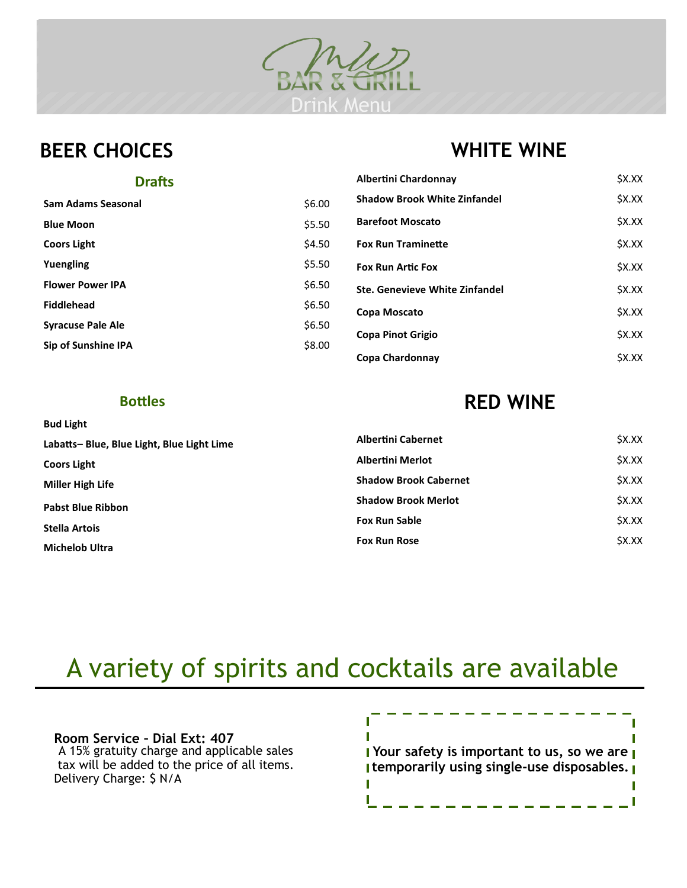# BAR & GRILL

Drink Menu

## BEER CHOICES

### Drafts

| | |
|---|---|
| **Sam Adams Seasonal** | $6.00 |
| **Blue Moon** | $5.50 |
| **Coors Light** | $4.50 |
| **Yuengling** | $5.50 |
| **Flower Power IPA** | $6.50 |
| **Fiddlehead** | $6.50 |
| **Syracuse Pale Ale** | $6.50 |
| **Sip of Sunshine IPA** | $8.00 |

### Bottles

**Bud Light**

**Labatts– Blue, Blue Light, Blue Light Lime**

**Coors Light**

**Miller High Life**

**Pabst Blue Ribbon**

**Stella Artois**

**Michelob Ultra**

## WHITE WINE

| | |
|---|---|
| **Albertini Chardonnay** | $X.XX |
| **Shadow Brook White Zinfandel** | $X.XX |
| **Barefoot Moscato** | $X.XX |
| **Fox Run Traminette** | $X.XX |
| **Fox Run Artic Fox** | $X.XX |
| **Ste. Genevieve White Zinfandel** | $X.XX |
| **Copa Moscato** | $X.XX |
| **Copa Pinot Grigio** | $X.XX |
| **Copa Chardonnay** | $X.XX |

## RED WINE

| | |
|---|---|
| **Albertini Cabernet** | $X.XX |
| **Albertini Merlot** | $X.XX |
| **Shadow Brook Cabernet** | $X.XX |
| **Shadow Brook Merlot** | $X.XX |
| **Fox Run Sable** | $X.XX |
| **Fox Run Rose** | $X.XX |

## A variety of spirits and cocktails are available

**Room Service - Dial Ext: 407**

A 15% gratuity charge and applicable sales tax will be added to the price of all items.

Delivery Charge: $ N/A

**Your safety is important to us, so we are temporarily using single-use disposables.**